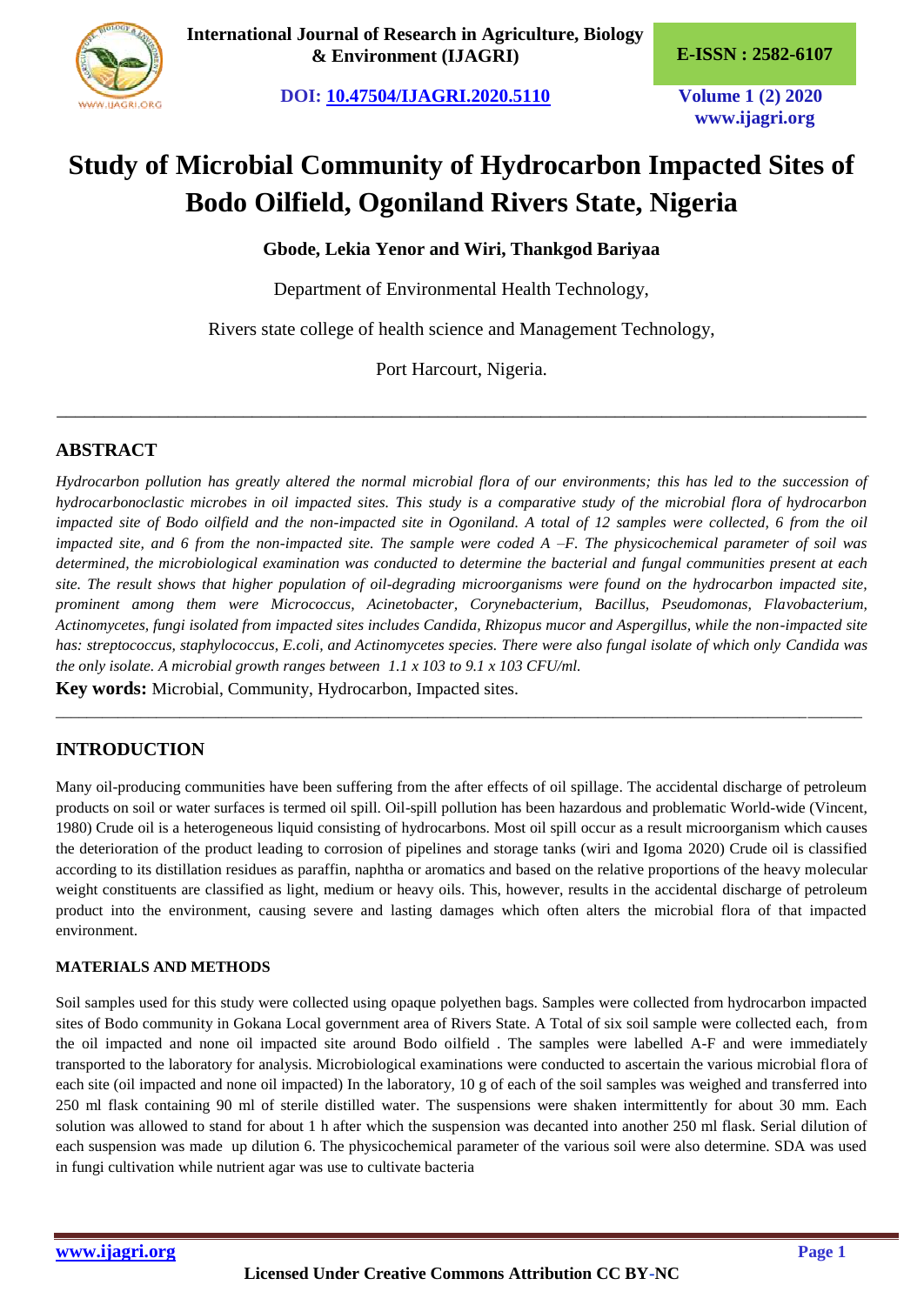# Study of Microbial Community of Hydrocarbon Impacted Sites of Bodo Oilfield, Ogoniland Rivers State, Nigeria

**Gbode, Lekia Yenor and Wiri, Thankgod Bariyaa**

Department of Environmental Health Technology,

Rivers state college of health science and Management Technology,

Port Harcourt, Nigeria.

---

## ABSTRACT

*Hydrocarbon pollution has greatly altered the normal microbial flora of our environments; this has led to the succession of hydrocarbonoclastic microbes in oil impacted sites. This study is a comparative study of the microbial flora of hydrocarbon impacted site of Bodo oilfield and the non-impacted site in Ogoniland. A total of 12 samples were collected, 6 from the oil impacted site, and 6 from the non-impacted site. The sample were coded A –F. The physicochemical parameter of soil was determined, the microbiological examination was conducted to determine the bacterial and fungal communities present at each site. The result shows that higher population of oil-degrading microorganisms were found on the hydrocarbon impacted site, prominent among them were Micrococcus, Acinetobacter, Corynebacterium, Bacillus, Pseudomonas, Flavobacterium, Actinomycetes, fungi isolated from impacted sites includes Candida, Rhizopus mucor and Aspergillus, while the non-impacted site has: streptococcus, staphylococcus, E.coli, and Actinomycetes species. There were also fungal isolate of which only Candida was the only isolate. A microbial growth ranges between 1.1 x 103 to 9.1 x 103 CFU/ml.*

**Key words:** Microbial, Community, Hydrocarbon, Impacted sites.

---

## INTRODUCTION

Many oil-producing communities have been suffering from the after effects of oil spillage. The accidental discharge of petroleum products on soil or water surfaces is termed oil spill. Oil-spill pollution has been hazardous and problematic World-wide (Vincent, 1980) Crude oil is a heterogeneous liquid consisting of hydrocarbons. Most oil spill occur as a result microorganism which causes the deterioration of the product leading to corrosion of pipelines and storage tanks (wiri and Igoma 2020) Crude oil is classified according to its distillation residues as paraffin, naphtha or aromatics and based on the relative proportions of the heavy molecular weight constituents are classified as light, medium or heavy oils. This, however, results in the accidental discharge of petroleum product into the environment, causing severe and lasting damages which often alters the microbial flora of that impacted environment.

### MATERIALS AND METHODS

Soil samples used for this study were collected using opaque polyethen bags. Samples were collected from hydrocarbon impacted sites of Bodo community in Gokana Local government area of Rivers State. A Total of six soil sample were collected each, from the oil impacted and none oil impacted site around Bodo oilfield . The samples were labelled A-F and were immediately transported to the laboratory for analysis. Microbiological examinations were conducted to ascertain the various microbial flora of each site (oil impacted and none oil impacted) In the laboratory, 10 g of each of the soil samples was weighed and transferred into 250 ml flask containing 90 ml of sterile distilled water. The suspensions were shaken intermittently for about 30 mm. Each solution was allowed to stand for about 1 h after which the suspension was decanted into another 250 ml flask. Serial dilution of each suspension was made up dilution 6. The physicochemical parameter of the various soil were also determine. SDA was used in fungi cultivation while nutrient agar was use to cultivate bacteria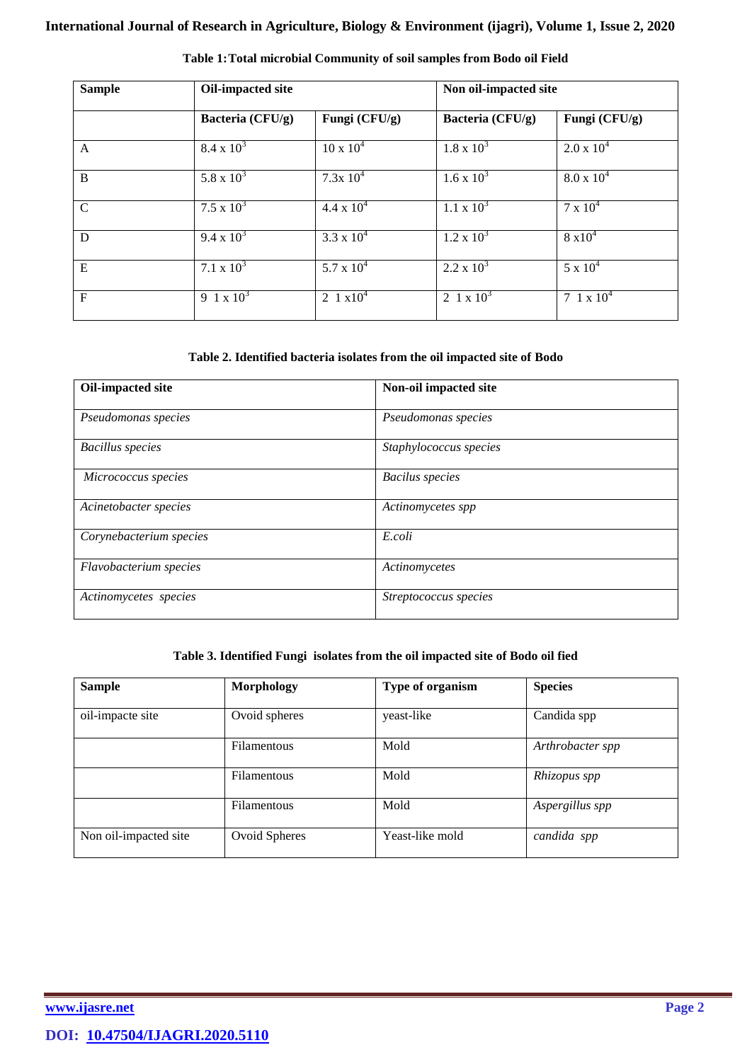**Table 1: Total microbial Community of soil samples from Bodo oil Field**

| Sample | Oil-impacted site | | Non oil-impacted site | |
|---|---|---|---|---|
| | Bacteria (CFU/g) | Fungi (CFU/g) | Bacteria (CFU/g) | Fungi (CFU/g) |
| A | $8.4 \times 10^3$ | $10 \times 10^4$ | $1.8 \times 10^3$ | $2.0 \times 10^4$ |
| B | $5.8 \times 10^3$ | $7.3 \times 10^4$ | $1.6 \times 10^3$ | $8.0 \times 10^4$ |
| C | $7.5 \times 10^3$ | $4.4 \times 10^4$ | $1.1 \times 10^3$ | $7 \times 10^4$ |
| D | $9.4 \times 10^3$ | $3.3 \times 10^4$ | $1.2 \times 10^3$ | $8 \times 10^4$ |
| E | $7.1 \times 10^3$ | $5.7 \times 10^4$ | $2.2 \times 10^3$ | $5 \times 10^4$ |
| F | $9\ 1 \times 10^3$ | $2\ 1 \times 10^4$ | $2\ 1 \times 10^3$ | $7\ 1 \times 10^4$ |

**Table 2. Identified bacteria isolates from the oil impacted site of Bodo**

| Oil-impacted site | Non-oil impacted site |
|---|---|
| *Pseudomonas species* | *Pseudomonas species* |
| *Bacillus species* | *Staphylococcus species* |
| *Micrococcus species* | *Bacilus species* |
| *Acinetobacter species* | *Actinomycetes spp* |
| *Corynebacterium species* | *E.coli* |
| *Flavobacterium species* | *Actinomycetes* |
| *Actinomycetes species* | *Streptococcus species* |

**Table 3. Identified Fungi isolates from the oil impacted site of Bodo oil fied**

| Sample | Morphology | Type of organism | Species |
|---|---|---|---|
| oil-impacte site | Ovoid spheres | yeast-like | Candida spp |
| | Filamentous | Mold | *Arthrobacter spp* |
| | Filamentous | Mold | *Rhizopus spp* |
| | Filamentous | Mold | *Aspergillus spp* |
| Non oil-impacted site | Ovoid Spheres | Yeast-like mold | *candida spp* |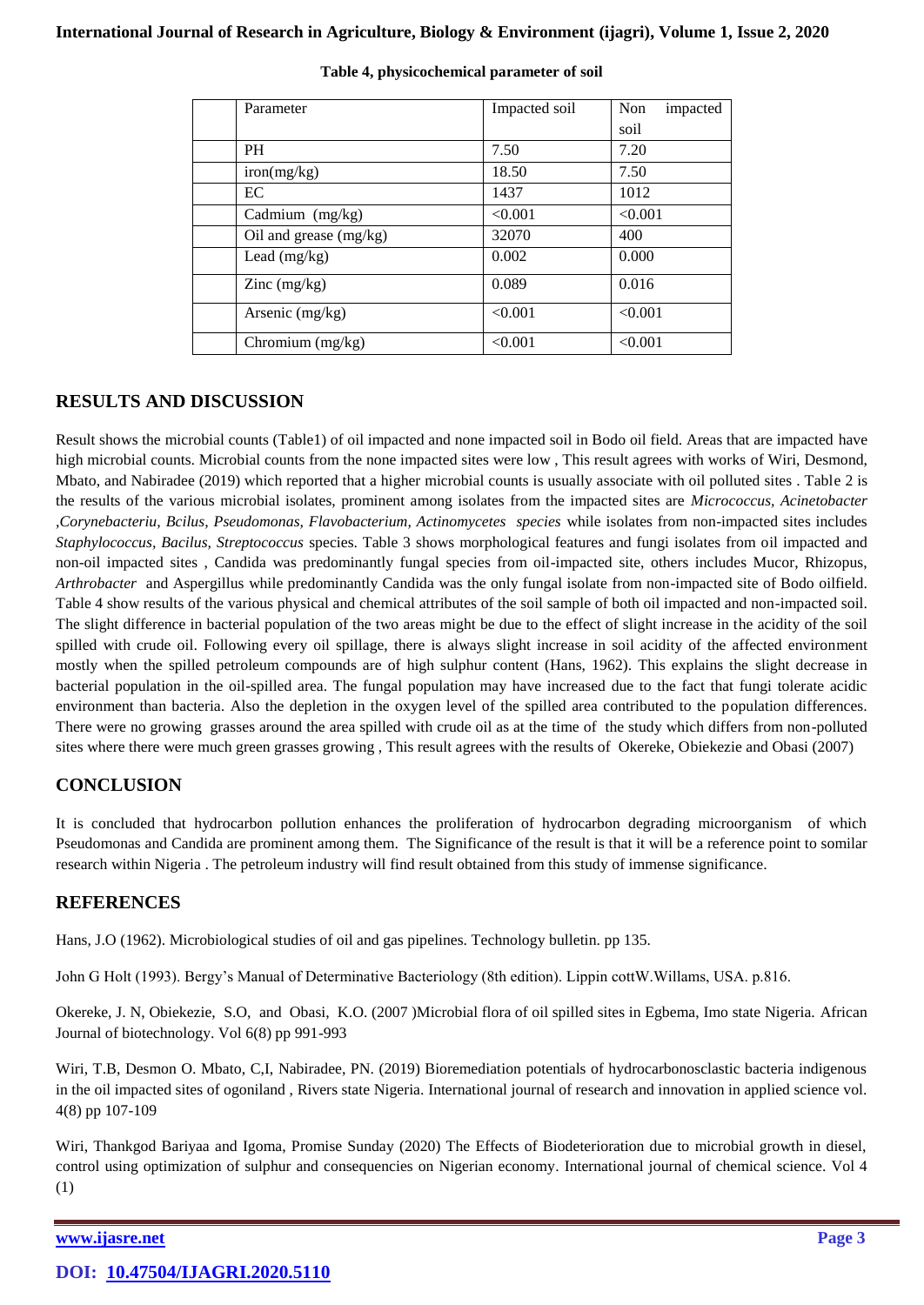**Table 4, physicochemical parameter of soil**

| | Parameter | Impacted soil | Non impacted soil |
|---|---|---|---|
| | PH | 7.50 | 7.20 |
| | iron(mg/kg) | 18.50 | 7.50 |
| | EC | 1437 | 1012 |
| | Cadmium (mg/kg) | <0.001 | <0.001 |
| | Oil and grease (mg/kg) | 32070 | 400 |
| | Lead (mg/kg) | 0.002 | 0.000 |
| | Zinc (mg/kg) | 0.089 | 0.016 |
| | Arsenic (mg/kg) | <0.001 | <0.001 |
| | Chromium (mg/kg) | <0.001 | <0.001 |

## RESULTS AND DISCUSSION

Result shows the microbial counts (Table1) of oil impacted and none impacted soil in Bodo oil field. Areas that are impacted have high microbial counts. Microbial counts from the none impacted sites were low , This result agrees with works of Wiri, Desmond, Mbato, and Nabiradee (2019) which reported that a higher microbial counts is usually associate with oil polluted sites . Table 2 is the results of the various microbial isolates, prominent among isolates from the impacted sites are *Micrococcus, Acinetobacter ,Corynebacteriu, Bcilus, Pseudomonas, Flavobacterium, Actinomycetes species* while isolates from non-impacted sites includes *Staphylococcus, Bacilus, Streptococcus* species. Table 3 shows morphological features and fungi isolates from oil impacted and non-oil impacted sites , Candida was predominantly fungal species from oil-impacted site, others includes Mucor, Rhizopus, *Arthrobacter* and Aspergillus while predominantly Candida was the only fungal isolate from non-impacted site of Bodo oilfield. Table 4 show results of the various physical and chemical attributes of the soil sample of both oil impacted and non-impacted soil. The slight difference in bacterial population of the two areas might be due to the effect of slight increase in the acidity of the soil spilled with crude oil. Following every oil spillage, there is always slight increase in soil acidity of the affected environment mostly when the spilled petroleum compounds are of high sulphur content (Hans, 1962). This explains the slight decrease in bacterial population in the oil-spilled area. The fungal population may have increased due to the fact that fungi tolerate acidic environment than bacteria. Also the depletion in the oxygen level of the spilled area contributed to the population differences. There were no growing grasses around the area spilled with crude oil as at the time of the study which differs from non-polluted sites where there were much green grasses growing , This result agrees with the results of Okereke, Obiekezie and Obasi (2007)

## CONCLUSION

It is concluded that hydrocarbon pollution enhances the proliferation of hydrocarbon degrading microorganism of which Pseudomonas and Candida are prominent among them. The Significance of the result is that it will be a reference point to somilar research within Nigeria . The petroleum industry will find result obtained from this study of immense significance.

## REFERENCES

Hans, J.O (1962). Microbiological studies of oil and gas pipelines. Technology bulletin. pp 135.

John G Holt (1993). Bergy's Manual of Determinative Bacteriology (8th edition). Lippin cottW.Willams, USA. p.816.

Okereke, J. N, Obiekezie, S.O, and Obasi, K.O. (2007 )Microbial flora of oil spilled sites in Egbema, Imo state Nigeria. African Journal of biotechnology. Vol 6(8) pp 991-993

Wiri, T.B, Desmon O. Mbato, C,I, Nabiradee, PN. (2019) Bioremediation potentials of hydrocarbonosclastic bacteria indigenous in the oil impacted sites of ogoniland , Rivers state Nigeria. International journal of research and innovation in applied science vol. 4(8) pp 107-109

Wiri, Thankgod Bariyaa and Igoma, Promise Sunday (2020) The Effects of Biodeterioration due to microbial growth in diesel, control using optimization of sulphur and consequencies on Nigerian economy. International journal of chemical science. Vol 4 (1)